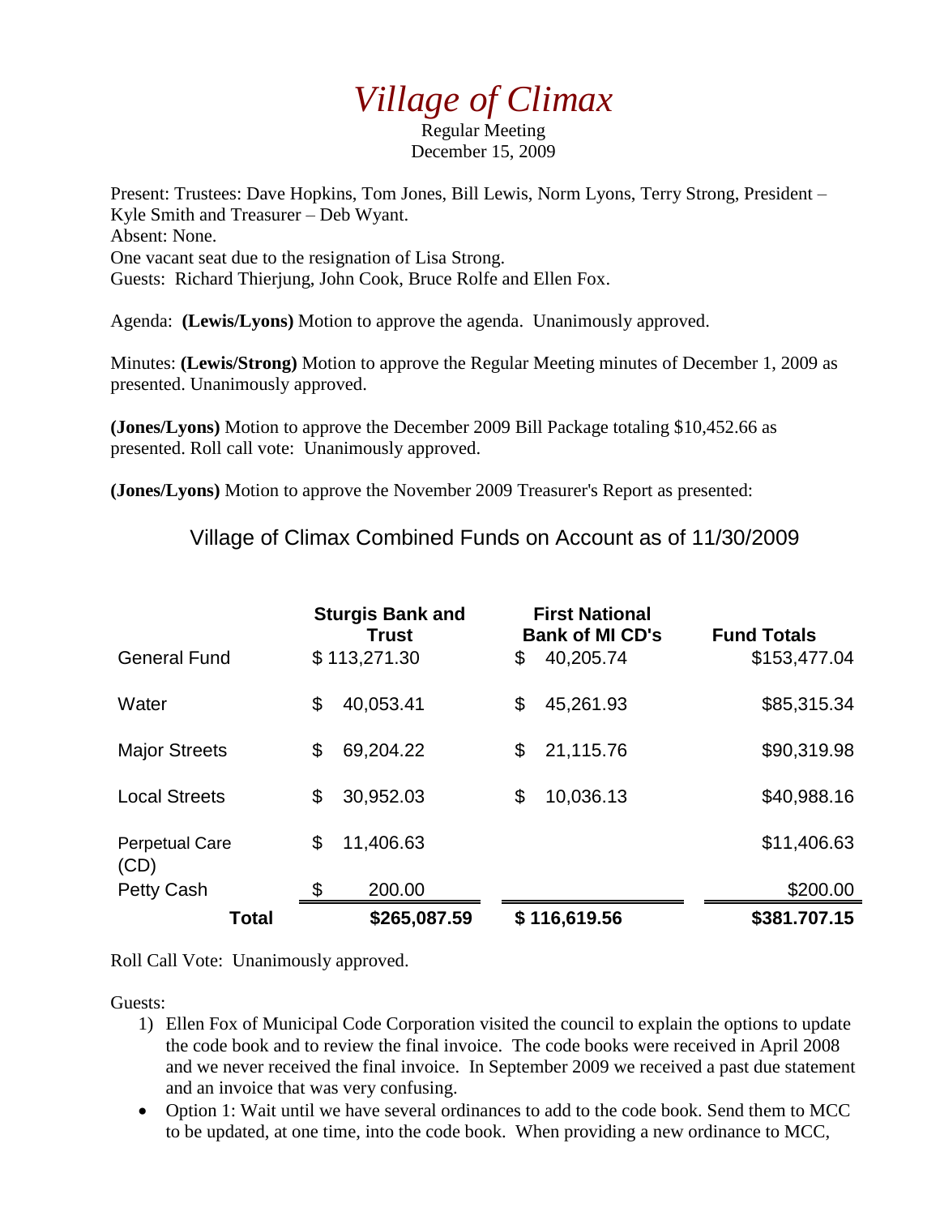# *Village of Climax*

Regular Meeting
December 15, 2009

Present: Trustees: Dave Hopkins, Tom Jones, Bill Lewis, Norm Lyons, Terry Strong, President – Kyle Smith and Treasurer – Deb Wyant.
Absent: None.
One vacant seat due to the resignation of Lisa Strong.
Guests: Richard Thierjung, John Cook, Bruce Rolfe and Ellen Fox.

Agenda: **(Lewis/Lyons)** Motion to approve the agenda. Unanimously approved.

Minutes: **(Lewis/Strong)** Motion to approve the Regular Meeting minutes of December 1, 2009 as presented. Unanimously approved.

**(Jones/Lyons)** Motion to approve the December 2009 Bill Package totaling $10,452.66 as presented. Roll call vote: Unanimously approved.

**(Jones/Lyons)** Motion to approve the November 2009 Treasurer's Report as presented:

Village of Climax Combined Funds on Account as of 11/30/2009

| | Sturgis Bank and Trust | First National Bank of MI CD's | Fund Totals |
|---|---|---|---|
| General Fund | $ 113,271.30 | $ 40,205.74 | $153,477.04 |
| Water | $ 40,053.41 | $ 45,261.93 | $85,315.34 |
| Major Streets | $ 69,204.22 | $ 21,115.76 | $90,319.98 |
| Local Streets | $ 30,952.03 | $ 10,036.13 | $40,988.16 |
| Perpetual Care (CD) | $ 11,406.63 | | $11,406.63 |
| Petty Cash | $ 200.00 | | $200.00 |
| **Total** | **$265,087.59** | **$ 116,619.56** | **$381.707.15** |

Roll Call Vote: Unanimously approved.

Guests:

1) Ellen Fox of Municipal Code Corporation visited the council to explain the options to update the code book and to review the final invoice. The code books were received in April 2008 and we never received the final invoice. In September 2009 we received a past due statement and an invoice that was very confusing.

- Option 1: Wait until we have several ordinances to add to the code book. Send them to MCC to be updated, at one time, into the code book. When providing a new ordinance to MCC,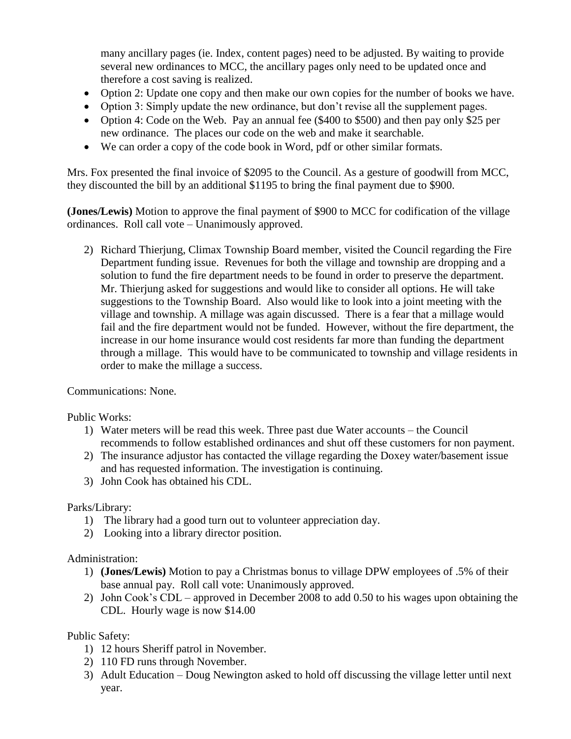many ancillary pages (ie. Index, content pages) need to be adjusted. By waiting to provide several new ordinances to MCC, the ancillary pages only need to be updated once and therefore a cost saving is realized.

- Option 2: Update one copy and then make our own copies for the number of books we have.
- Option 3: Simply update the new ordinance, but don't revise all the supplement pages.
- Option 4: Code on the Web. Pay an annual fee ($400 to $500) and then pay only $25 per new ordinance. The places our code on the web and make it searchable.
- We can order a copy of the code book in Word, pdf or other similar formats.

Mrs. Fox presented the final invoice of $2095 to the Council. As a gesture of goodwill from MCC, they discounted the bill by an additional $1195 to bring the final payment due to $900.

**(Jones/Lewis)** Motion to approve the final payment of $900 to MCC for codification of the village ordinances. Roll call vote – Unanimously approved.

2) Richard Thierjung, Climax Township Board member, visited the Council regarding the Fire Department funding issue. Revenues for both the village and township are dropping and a solution to fund the fire department needs to be found in order to preserve the department. Mr. Thierjung asked for suggestions and would like to consider all options. He will take suggestions to the Township Board. Also would like to look into a joint meeting with the village and township. A millage was again discussed. There is a fear that a millage would fail and the fire department would not be funded. However, without the fire department, the increase in our home insurance would cost residents far more than funding the department through a millage. This would have to be communicated to township and village residents in order to make the millage a success.

Communications: None.

Public Works:

1) Water meters will be read this week. Three past due Water accounts – the Council recommends to follow established ordinances and shut off these customers for non payment.
2) The insurance adjustor has contacted the village regarding the Doxey water/basement issue and has requested information. The investigation is continuing.
3) John Cook has obtained his CDL.

Parks/Library:

1) The library had a good turn out to volunteer appreciation day.
2) Looking into a library director position.

Administration:

1) **(Jones/Lewis)** Motion to pay a Christmas bonus to village DPW employees of .5% of their base annual pay. Roll call vote: Unanimously approved.
2) John Cook's CDL – approved in December 2008 to add 0.50 to his wages upon obtaining the CDL. Hourly wage is now $14.00

Public Safety:

1) 12 hours Sheriff patrol in November.
2) 110 FD runs through November.
3) Adult Education – Doug Newington asked to hold off discussing the village letter until next year.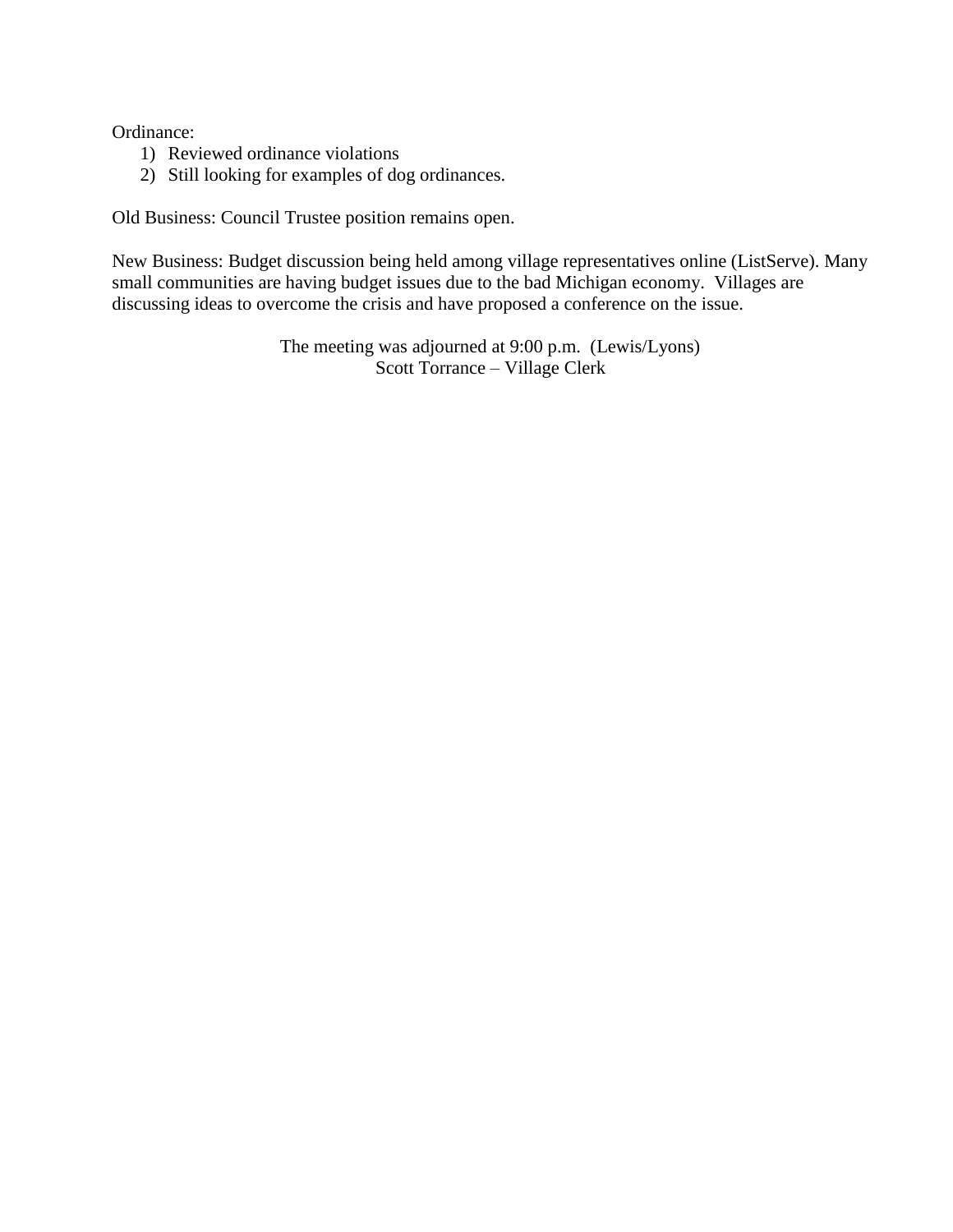Ordinance:

1) Reviewed ordinance violations
2) Still looking for examples of dog ordinances.

Old Business: Council Trustee position remains open.

New Business: Budget discussion being held among village representatives online (ListServe). Many small communities are having budget issues due to the bad Michigan economy. Villages are discussing ideas to overcome the crisis and have proposed a conference on the issue.

The meeting was adjourned at 9:00 p.m. (Lewis/Lyons)
Scott Torrance – Village Clerk